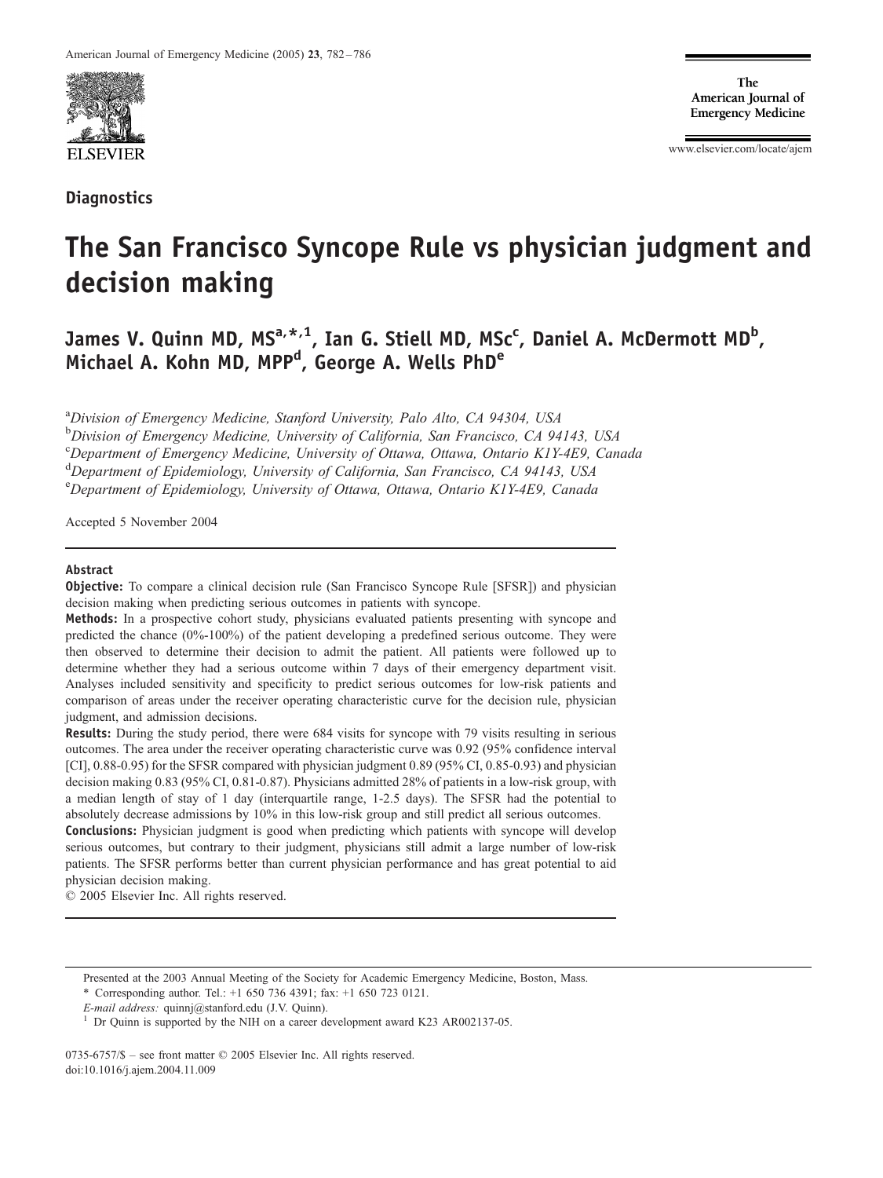Diagnostics

# The San Francisco Syncope Rule vs physician judgment and decision making

**James V. Quinn MD, MS[a,*,1], Ian G. Stiell MD, MSc[c], Daniel A. McDermott MD[b], Michael A. Kohn MD, MPP[d], George A. Wells PhD[e]**

[a]*Division of Emergency Medicine, Stanford University, Palo Alto, CA 94304, USA*
[b]*Division of Emergency Medicine, University of California, San Francisco, CA 94143, USA*
[c]*Department of Emergency Medicine, University of Ottawa, Ottawa, Ontario K1Y-4E9, Canada*
[d]*Department of Epidemiology, University of California, San Francisco, CA 94143, USA*
[e]*Department of Epidemiology, University of Ottawa, Ottawa, Ontario K1Y-4E9, Canada*

Accepted 5 November 2004

## Abstract

**Objective:** To compare a clinical decision rule (San Francisco Syncope Rule [SFSR]) and physician decision making when predicting serious outcomes in patients with syncope.

**Methods:** In a prospective cohort study, physicians evaluated patients presenting with syncope and predicted the chance (0%-100%) of the patient developing a predefined serious outcome. They were then observed to determine their decision to admit the patient. All patients were followed up to determine whether they had a serious outcome within 7 days of their emergency department visit. Analyses included sensitivity and specificity to predict serious outcomes for low-risk patients and comparison of areas under the receiver operating characteristic curve for the decision rule, physician judgment, and admission decisions.

**Results:** During the study period, there were 684 visits for syncope with 79 visits resulting in serious outcomes. The area under the receiver operating characteristic curve was 0.92 (95% confidence interval [CI], 0.88-0.95) for the SFSR compared with physician judgment 0.89 (95% CI, 0.85-0.93) and physician decision making 0.83 (95% CI, 0.81-0.87). Physicians admitted 28% of patients in a low-risk group, with a median length of stay of 1 day (interquartile range, 1-2.5 days). The SFSR had the potential to absolutely decrease admissions by 10% in this low-risk group and still predict all serious outcomes.

**Conclusions:** Physician judgment is good when predicting which patients with syncope will develop serious outcomes, but contrary to their judgment, physicians still admit a large number of low-risk patients. The SFSR performs better than current physician performance and has great potential to aid physician decision making.

© 2005 Elsevier Inc. All rights reserved.

---

Presented at the 2003 Annual Meeting of the Society for Academic Emergency Medicine, Boston, Mass.

\* Corresponding author. Tel.: +1 650 736 4391; fax: +1 650 723 0121.

*E-mail address:* quinnj@stanford.edu (J.V. Quinn).

[1] Dr Quinn is supported by the NIH on a career development award K23 AR002137-05.

0735-6757/$ – see front matter © 2005 Elsevier Inc. All rights reserved.
doi:10.1016/j.ajem.2004.11.009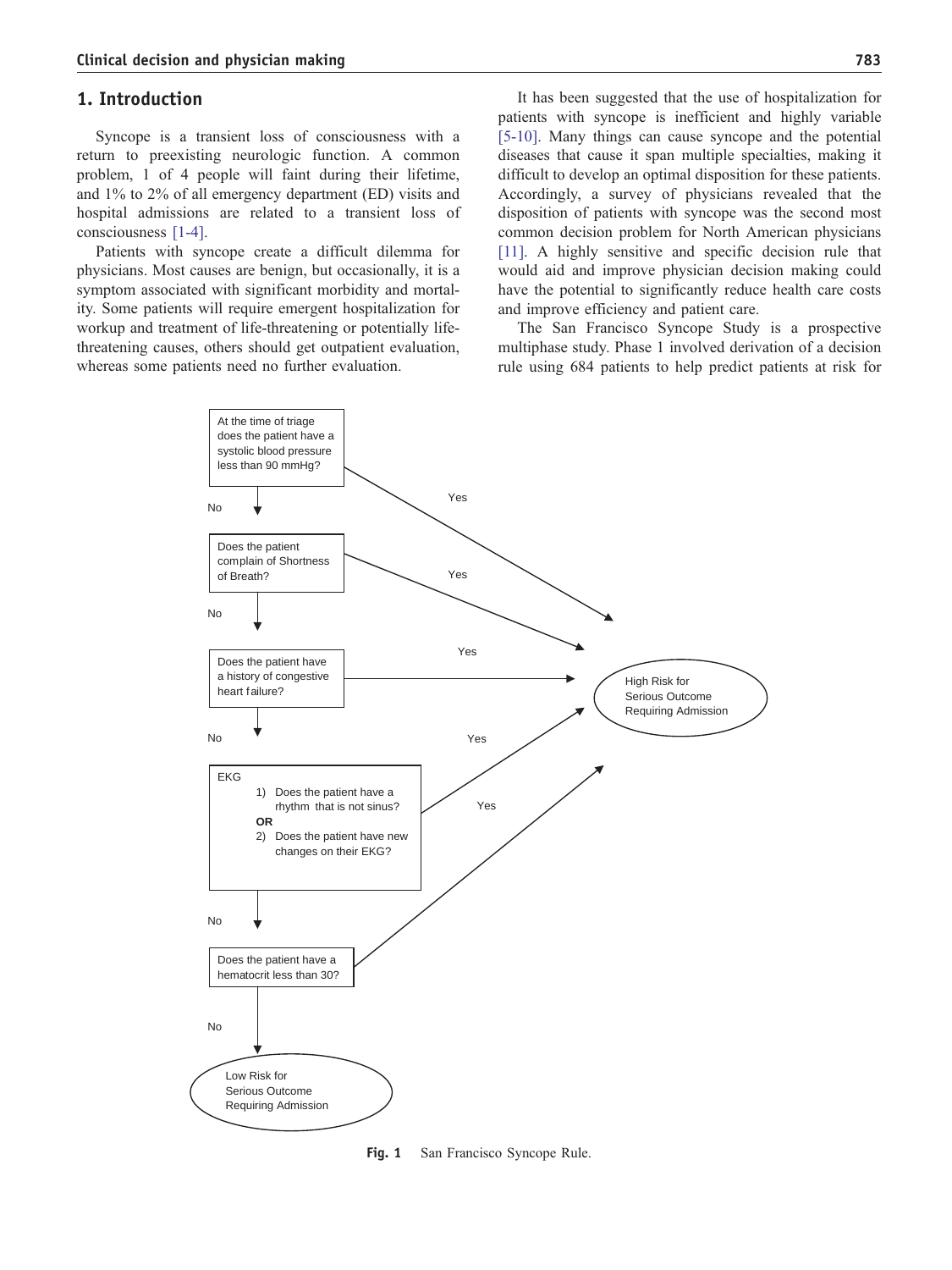## 1. Introduction

Syncope is a transient loss of consciousness with a return to preexisting neurologic function. A common problem, 1 of 4 people will faint during their lifetime, and 1% to 2% of all emergency department (ED) visits and hospital admissions are related to a transient loss of consciousness [1-4].

Patients with syncope create a difficult dilemma for physicians. Most causes are benign, but occasionally, it is a symptom associated with significant morbidity and mortality. Some patients will require emergent hospitalization for workup and treatment of life-threatening or potentially life-threatening causes, others should get outpatient evaluation, whereas some patients need no further evaluation.

It has been suggested that the use of hospitalization for patients with syncope is inefficient and highly variable [5-10]. Many things can cause syncope and the potential diseases that cause it span multiple specialties, making it difficult to develop an optimal disposition for these patients. Accordingly, a survey of physicians revealed that the disposition of patients with syncope was the second most common decision problem for North American physicians [11]. A highly sensitive and specific decision rule that would aid and improve physician decision making could have the potential to significantly reduce health care costs and improve efficiency and patient care.

The San Francisco Syncope Study is a prospective multiphase study. Phase 1 involved derivation of a decision rule using 684 patients to help predict patients at risk for

At the time of triage does the patient have a systolic blood pressure less than 90 mmHg? — Yes → High Risk for Serious Outcome Requiring Admission; No ↓

Does the patient complain of Shortness of Breath? — Yes → High Risk for Serious Outcome Requiring Admission; No ↓

Does the patient have a history of congestive heart failure? — Yes → High Risk for Serious Outcome Requiring Admission; No ↓

EKG
1) Does the patient have a rhythm that is not sinus?
**OR**
2) Does the patient have new changes on their EKG?
— Yes → High Risk for Serious Outcome Requiring Admission; No ↓

Does the patient have a hematocrit less than 30? — Yes → High Risk for Serious Outcome Requiring Admission; No ↓

Low Risk for Serious Outcome Requiring Admission

**Fig. 1** San Francisco Syncope Rule.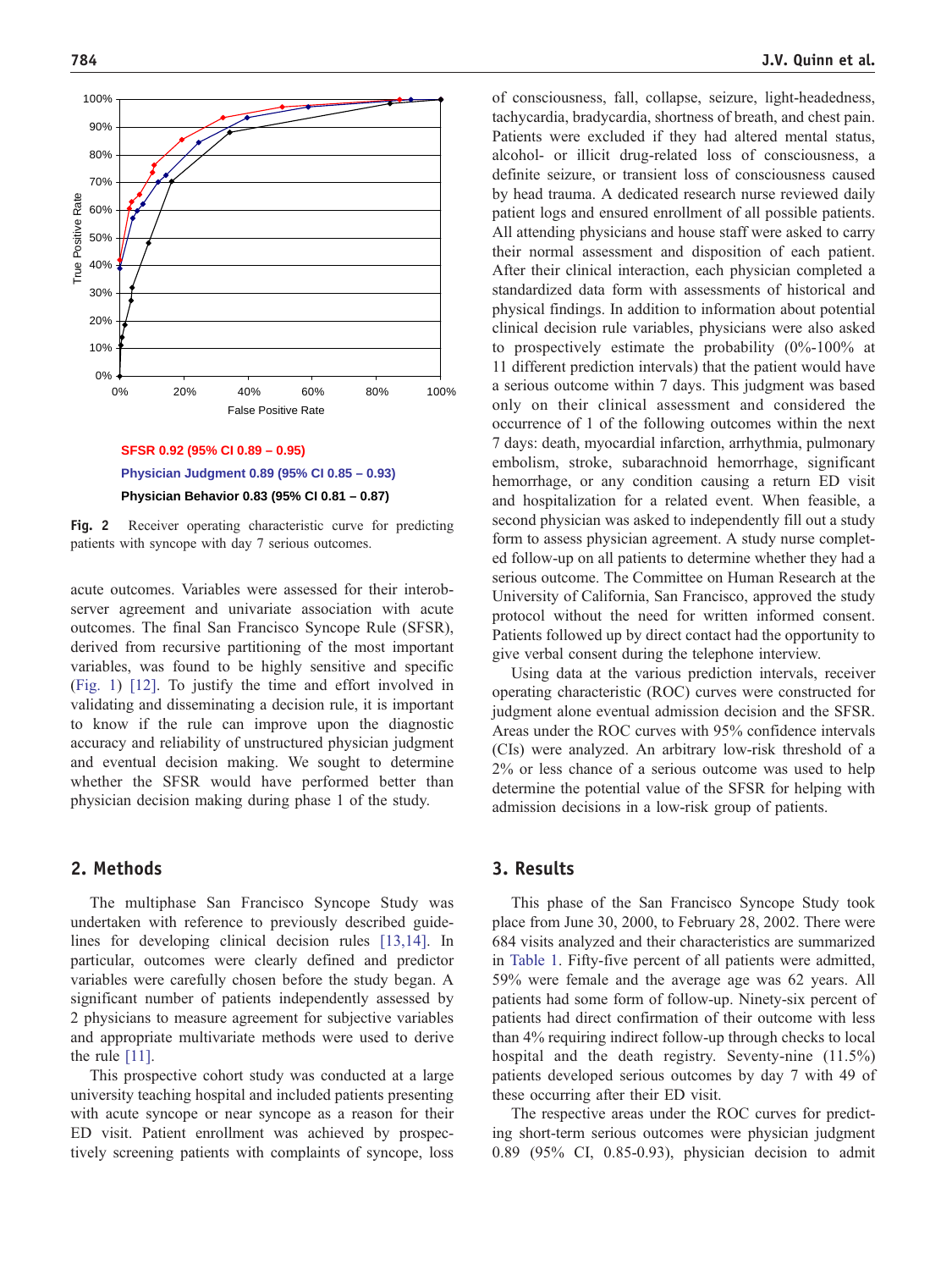SFSR 0.92 (95% CI 0.89 – 0.95)

Physician Judgment 0.89 (95% CI 0.85 – 0.93)

Physician Behavior 0.83 (95% CI 0.81 – 0.87)

**Fig. 2** Receiver operating characteristic curve for predicting patients with syncope with day 7 serious outcomes.

acute outcomes. Variables were assessed for their interobserver agreement and univariate association with acute outcomes. The final San Francisco Syncope Rule (SFSR), derived from recursive partitioning of the most important variables, was found to be highly sensitive and specific (Fig. 1) [12]. To justify the time and effort involved in validating and disseminating a decision rule, it is important to know if the rule can improve upon the diagnostic accuracy and reliability of unstructured physician judgment and eventual decision making. We sought to determine whether the SFSR would have performed better than physician decision making during phase 1 of the study.

## 2. Methods

The multiphase San Francisco Syncope Study was undertaken with reference to previously described guidelines for developing clinical decision rules [13,14]. In particular, outcomes were clearly defined and predictor variables were carefully chosen before the study began. A significant number of patients independently assessed by 2 physicians to measure agreement for subjective variables and appropriate multivariate methods were used to derive the rule [11].

This prospective cohort study was conducted at a large university teaching hospital and included patients presenting with acute syncope or near syncope as a reason for their ED visit. Patient enrollment was achieved by prospectively screening patients with complaints of syncope, loss of consciousness, fall, collapse, seizure, light-headedness, tachycardia, bradycardia, shortness of breath, and chest pain. Patients were excluded if they had altered mental status, alcohol- or illicit drug-related loss of consciousness, a definite seizure, or transient loss of consciousness caused by head trauma. A dedicated research nurse reviewed daily patient logs and ensured enrollment of all possible patients. All attending physicians and house staff were asked to carry their normal assessment and disposition of each patient. After their clinical interaction, each physician completed a standardized data form with assessments of historical and physical findings. In addition to information about potential clinical decision rule variables, physicians were also asked to prospectively estimate the probability (0%-100% at 11 different prediction intervals) that the patient would have a serious outcome within 7 days. This judgment was based only on their clinical assessment and considered the occurrence of 1 of the following outcomes within the next 7 days: death, myocardial infarction, arrhythmia, pulmonary embolism, stroke, subarachnoid hemorrhage, significant hemorrhage, or any condition causing a return ED visit and hospitalization for a related event. When feasible, a second physician was asked to independently fill out a study form to assess physician agreement. A study nurse completed follow-up on all patients to determine whether they had a serious outcome. The Committee on Human Research at the University of California, San Francisco, approved the study protocol without the need for written informed consent. Patients followed up by direct contact had the opportunity to give verbal consent during the telephone interview.

Using data at the various prediction intervals, receiver operating characteristic (ROC) curves were constructed for judgment alone eventual admission decision and the SFSR. Areas under the ROC curves with 95% confidence intervals (CIs) were analyzed. An arbitrary low-risk threshold of a 2% or less chance of a serious outcome was used to help determine the potential value of the SFSR for helping with admission decisions in a low-risk group of patients.

## 3. Results

This phase of the San Francisco Syncope Study took place from June 30, 2000, to February 28, 2002. There were 684 visits analyzed and their characteristics are summarized in Table 1. Fifty-five percent of all patients were admitted, 59% were female and the average age was 62 years. All patients had some form of follow-up. Ninety-six percent of patients had direct confirmation of their outcome with less than 4% requiring indirect follow-up through checks to local hospital and the death registry. Seventy-nine (11.5%) patients developed serious outcomes by day 7 with 49 of these occurring after their ED visit.

The respective areas under the ROC curves for predicting short-term serious outcomes were physician judgment 0.89 (95% CI, 0.85-0.93), physician decision to admit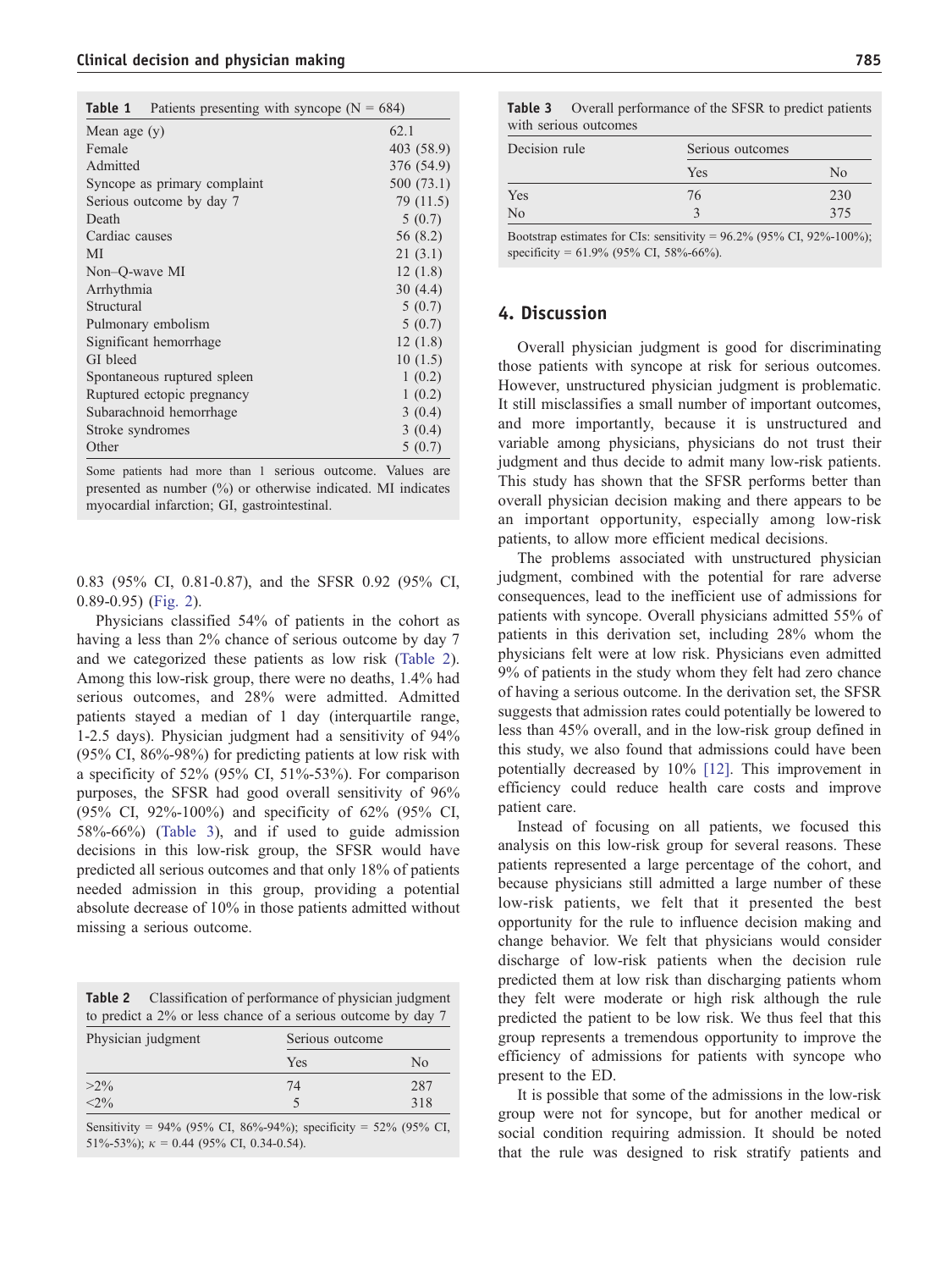**Table 1** Patients presenting with syncope (N = 684)

| | |
|---|---|
| Mean age (y) | 62.1 |
| Female | 403 (58.9) |
| Admitted | 376 (54.9) |
| Syncope as primary complaint | 500 (73.1) |
| Serious outcome by day 7 | 79 (11.5) |
| Death | 5 (0.7) |
| Cardiac causes | 56 (8.2) |
| MI | 21 (3.1) |
| Non–Q-wave MI | 12 (1.8) |
| Arrhythmia | 30 (4.4) |
| Structural | 5 (0.7) |
| Pulmonary embolism | 5 (0.7) |
| Significant hemorrhage | 12 (1.8) |
| GI bleed | 10 (1.5) |
| Spontaneous ruptured spleen | 1 (0.2) |
| Ruptured ectopic pregnancy | 1 (0.2) |
| Subarachnoid hemorrhage | 3 (0.4) |
| Stroke syndromes | 3 (0.4) |
| Other | 5 (0.7) |

Some patients had more than 1 serious outcome. Values are presented as number (%) or otherwise indicated. MI indicates myocardial infarction; GI, gastrointestinal.

0.83 (95% CI, 0.81-0.87), and the SFSR 0.92 (95% CI, 0.89-0.95) (Fig. 2).

Physicians classified 54% of patients in the cohort as having a less than 2% chance of serious outcome by day 7 and we categorized these patients as low risk (Table 2). Among this low-risk group, there were no deaths, 1.4% had serious outcomes, and 28% were admitted. Admitted patients stayed a median of 1 day (interquartile range, 1-2.5 days). Physician judgment had a sensitivity of 94% (95% CI, 86%-98%) for predicting patients at low risk with a specificity of 52% (95% CI, 51%-53%). For comparison purposes, the SFSR had good overall sensitivity of 96% (95% CI, 92%-100%) and specificity of 62% (95% CI, 58%-66%) (Table 3), and if used to guide admission decisions in this low-risk group, the SFSR would have predicted all serious outcomes and that only 18% of patients needed admission in this group, providing a potential absolute decrease of 10% in those patients admitted without missing a serious outcome.

**Table 2** Classification of performance of physician judgment to predict a 2% or less chance of a serious outcome by day 7

| Physician judgment | Serious outcome | |
|---|---|---|
| | Yes | No |
| >2% | 74 | 287 |
| <2% | 5 | 318 |

Sensitivity = 94% (95% CI, 86%-94%); specificity = 52% (95% CI, 51%-53%); κ = 0.44 (95% CI, 0.34-0.54).

**Table 3** Overall performance of the SFSR to predict patients with serious outcomes

| Decision rule | Serious outcomes | |
|---|---|---|
| | Yes | No |
| Yes | 76 | 230 |
| No | 3 | 375 |

Bootstrap estimates for CIs: sensitivity = 96.2% (95% CI, 92%-100%); specificity = 61.9% (95% CI, 58%-66%).

## 4. Discussion

Overall physician judgment is good for discriminating those patients with syncope at risk for serious outcomes. However, unstructured physician judgment is problematic. It still misclassifies a small number of important outcomes, and more importantly, because it is unstructured and variable among physicians, physicians do not trust their judgment and thus decide to admit many low-risk patients. This study has shown that the SFSR performs better than overall physician decision making and there appears to be an important opportunity, especially among low-risk patients, to allow more efficient medical decisions.

The problems associated with unstructured physician judgment, combined with the potential for rare adverse consequences, lead to the inefficient use of admissions for patients with syncope. Overall physicians admitted 55% of patients in this derivation set, including 28% whom the physicians felt were at low risk. Physicians even admitted 9% of patients in the study whom they felt had zero chance of having a serious outcome. In the derivation set, the SFSR suggests that admission rates could potentially be lowered to less than 45% overall, and in the low-risk group defined in this study, we also found that admissions could have been potentially decreased by 10% [12]. This improvement in efficiency could reduce health care costs and improve patient care.

Instead of focusing on all patients, we focused this analysis on this low-risk group for several reasons. These patients represented a large percentage of the cohort, and because physicians still admitted a large number of these low-risk patients, we felt that it presented the best opportunity for the rule to influence decision making and change behavior. We felt that physicians would consider discharge of low-risk patients when the decision rule predicted them at low risk than discharging patients whom they felt were moderate or high risk although the rule predicted the patient to be low risk. We thus feel that this group represents a tremendous opportunity to improve the efficiency of admissions for patients with syncope who present to the ED.

It is possible that some of the admissions in the low-risk group were not for syncope, but for another medical or social condition requiring admission. It should be noted that the rule was designed to risk stratify patients and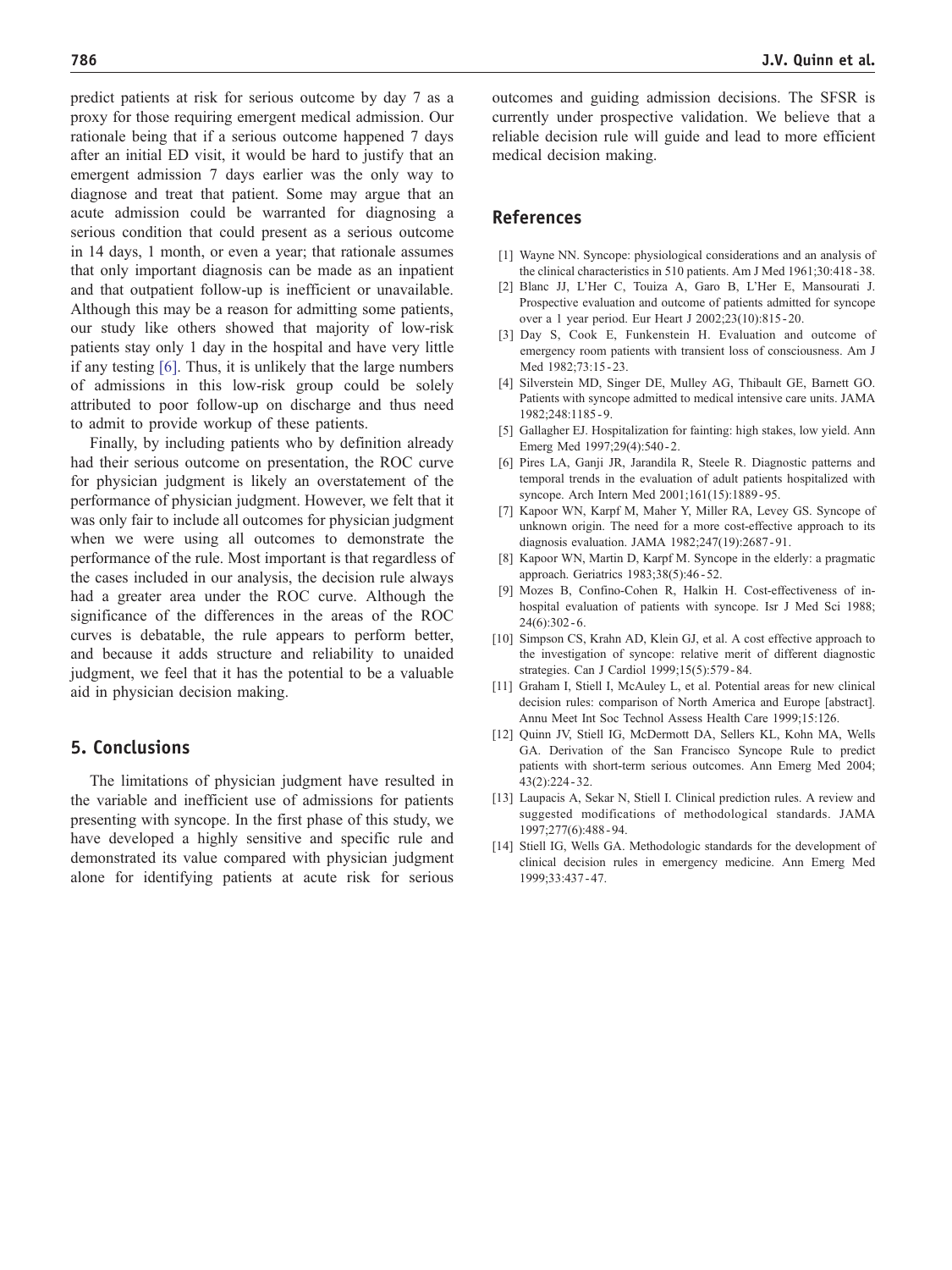predict patients at risk for serious outcome by day 7 as a proxy for those requiring emergent medical admission. Our rationale being that if a serious outcome happened 7 days after an initial ED visit, it would be hard to justify that an emergent admission 7 days earlier was the only way to diagnose and treat that patient. Some may argue that an acute admission could be warranted for diagnosing a serious condition that could present as a serious outcome in 14 days, 1 month, or even a year; that rationale assumes that only important diagnosis can be made as an inpatient and that outpatient follow-up is inefficient or unavailable. Although this may be a reason for admitting some patients, our study like others showed that majority of low-risk patients stay only 1 day in the hospital and have very little if any testing [6]. Thus, it is unlikely that the large numbers of admissions in this low-risk group could be solely attributed to poor follow-up on discharge and thus need to admit to provide workup of these patients.

Finally, by including patients who by definition already had their serious outcome on presentation, the ROC curve for physician judgment is likely an overstatement of the performance of physician judgment. However, we felt that it was only fair to include all outcomes for physician judgment when we were using all outcomes to demonstrate the performance of the rule. Most important is that regardless of the cases included in our analysis, the decision rule always had a greater area under the ROC curve. Although the significance of the differences in the areas of the ROC curves is debatable, the rule appears to perform better, and because it adds structure and reliability to unaided judgment, we feel that it has the potential to be a valuable aid in physician decision making.

## 5. Conclusions

The limitations of physician judgment have resulted in the variable and inefficient use of admissions for patients presenting with syncope. In the first phase of this study, we have developed a highly sensitive and specific rule and demonstrated its value compared with physician judgment alone for identifying patients at acute risk for serious outcomes and guiding admission decisions. The SFSR is currently under prospective validation. We believe that a reliable decision rule will guide and lead to more efficient medical decision making.

## References

[1] Wayne NN. Syncope: physiological considerations and an analysis of the clinical characteristics in 510 patients. Am J Med 1961;30:418-38.

[2] Blanc JJ, L'Her C, Touiza A, Garo B, L'Her E, Mansourati J. Prospective evaluation and outcome of patients admitted for syncope over a 1 year period. Eur Heart J 2002;23(10):815-20.

[3] Day S, Cook E, Funkenstein H. Evaluation and outcome of emergency room patients with transient loss of consciousness. Am J Med 1982;73:15-23.

[4] Silverstein MD, Singer DE, Mulley AG, Thibault GE, Barnett GO. Patients with syncope admitted to medical intensive care units. JAMA 1982;248:1185-9.

[5] Gallagher EJ. Hospitalization for fainting: high stakes, low yield. Ann Emerg Med 1997;29(4):540-2.

[6] Pires LA, Ganji JR, Jarandila R, Steele R. Diagnostic patterns and temporal trends in the evaluation of adult patients hospitalized with syncope. Arch Intern Med 2001;161(15):1889-95.

[7] Kapoor WN, Karpf M, Maher Y, Miller RA, Levey GS. Syncope of unknown origin. The need for a more cost-effective approach to its diagnosis evaluation. JAMA 1982;247(19):2687-91.

[8] Kapoor WN, Martin D, Karpf M. Syncope in the elderly: a pragmatic approach. Geriatrics 1983;38(5):46-52.

[9] Mozes B, Confino-Cohen R, Halkin H. Cost-effectiveness of in-hospital evaluation of patients with syncope. Isr J Med Sci 1988; 24(6):302-6.

[10] Simpson CS, Krahn AD, Klein GJ, et al. A cost effective approach to the investigation of syncope: relative merit of different diagnostic strategies. Can J Cardiol 1999;15(5):579-84.

[11] Graham I, Stiell I, McAuley L, et al. Potential areas for new clinical decision rules: comparison of North America and Europe [abstract]. Annu Meet Int Soc Technol Assess Health Care 1999;15:126.

[12] Quinn JV, Stiell IG, McDermott DA, Sellers KL, Kohn MA, Wells GA. Derivation of the San Francisco Syncope Rule to predict patients with short-term serious outcomes. Ann Emerg Med 2004; 43(2):224-32.

[13] Laupacis A, Sekar N, Stiell I. Clinical prediction rules. A review and suggested modifications of methodological standards. JAMA 1997;277(6):488-94.

[14] Stiell IG, Wells GA. Methodologic standards for the development of clinical decision rules in emergency medicine. Ann Emerg Med 1999;33:437-47.